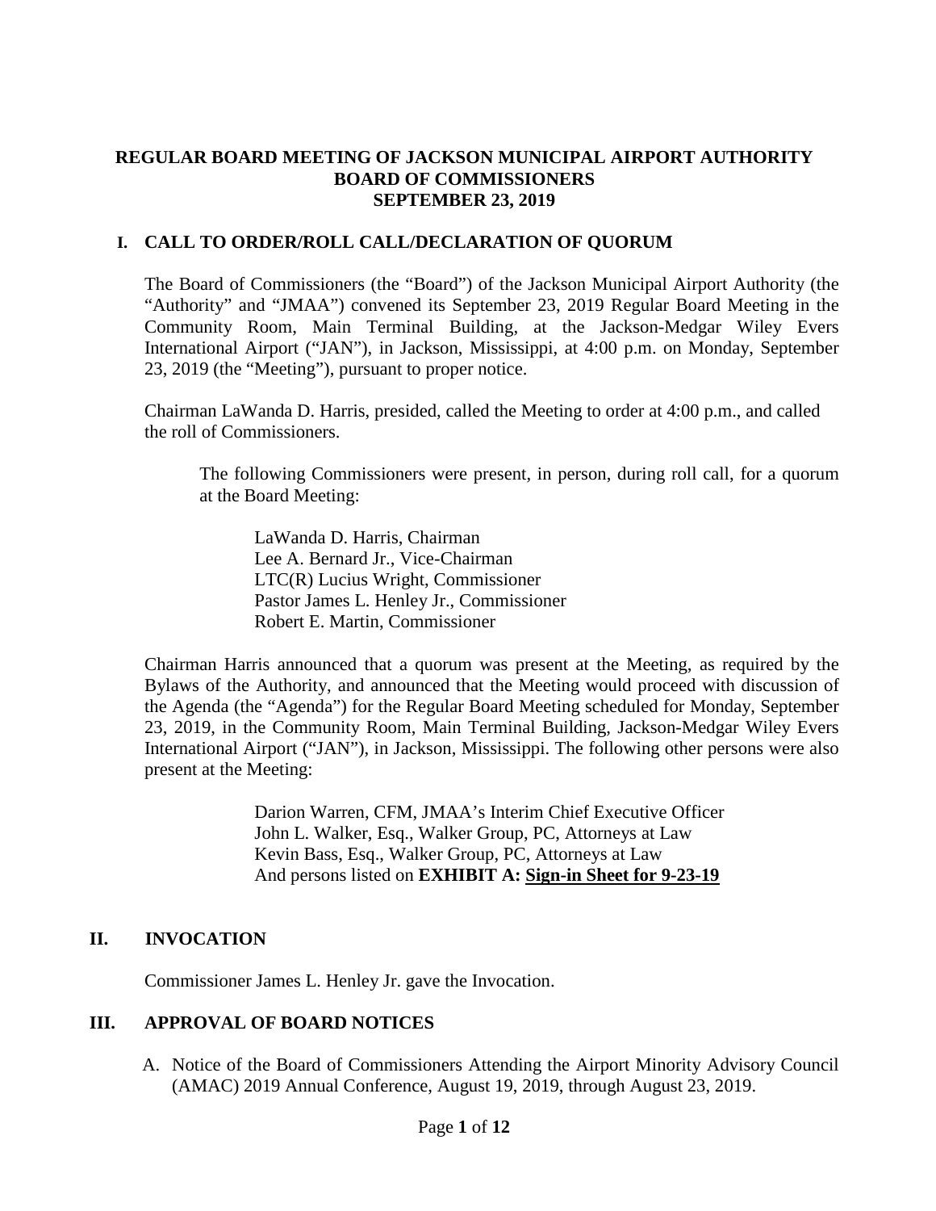# REGULAR BOARD MEETING OF JACKSON MUNICIPAL AIRPORT AUTHORITY BOARD OF COMMISSIONERS SEPTEMBER 23, 2019

## I. CALL TO ORDER/ROLL CALL/DECLARATION OF QUORUM

The Board of Commissioners (the "Board") of the Jackson Municipal Airport Authority (the "Authority" and "JMAA") convened its September 23, 2019 Regular Board Meeting in the Community Room, Main Terminal Building, at the Jackson-Medgar Wiley Evers International Airport ("JAN"), in Jackson, Mississippi, at 4:00 p.m. on Monday, September 23, 2019 (the "Meeting"), pursuant to proper notice.

Chairman LaWanda D. Harris, presided, called the Meeting to order at 4:00 p.m., and called the roll of Commissioners.

The following Commissioners were present, in person, during roll call, for a quorum at the Board Meeting:

LaWanda D. Harris, Chairman
Lee A. Bernard Jr., Vice-Chairman
LTC(R) Lucius Wright, Commissioner
Pastor James L. Henley Jr., Commissioner
Robert E. Martin, Commissioner

Chairman Harris announced that a quorum was present at the Meeting, as required by the Bylaws of the Authority, and announced that the Meeting would proceed with discussion of the Agenda (the "Agenda") for the Regular Board Meeting scheduled for Monday, September 23, 2019, in the Community Room, Main Terminal Building, Jackson-Medgar Wiley Evers International Airport ("JAN"), in Jackson, Mississippi. The following other persons were also present at the Meeting:

Darion Warren, CFM, JMAA's Interim Chief Executive Officer
John L. Walker, Esq., Walker Group, PC, Attorneys at Law
Kevin Bass, Esq., Walker Group, PC, Attorneys at Law
And persons listed on **EXHIBIT A: <u>Sign-in Sheet for 9-23-19</u>**

## II. INVOCATION

Commissioner James L. Henley Jr. gave the Invocation.

## III. APPROVAL OF BOARD NOTICES

A. Notice of the Board of Commissioners Attending the Airport Minority Advisory Council (AMAC) 2019 Annual Conference, August 19, 2019, through August 23, 2019.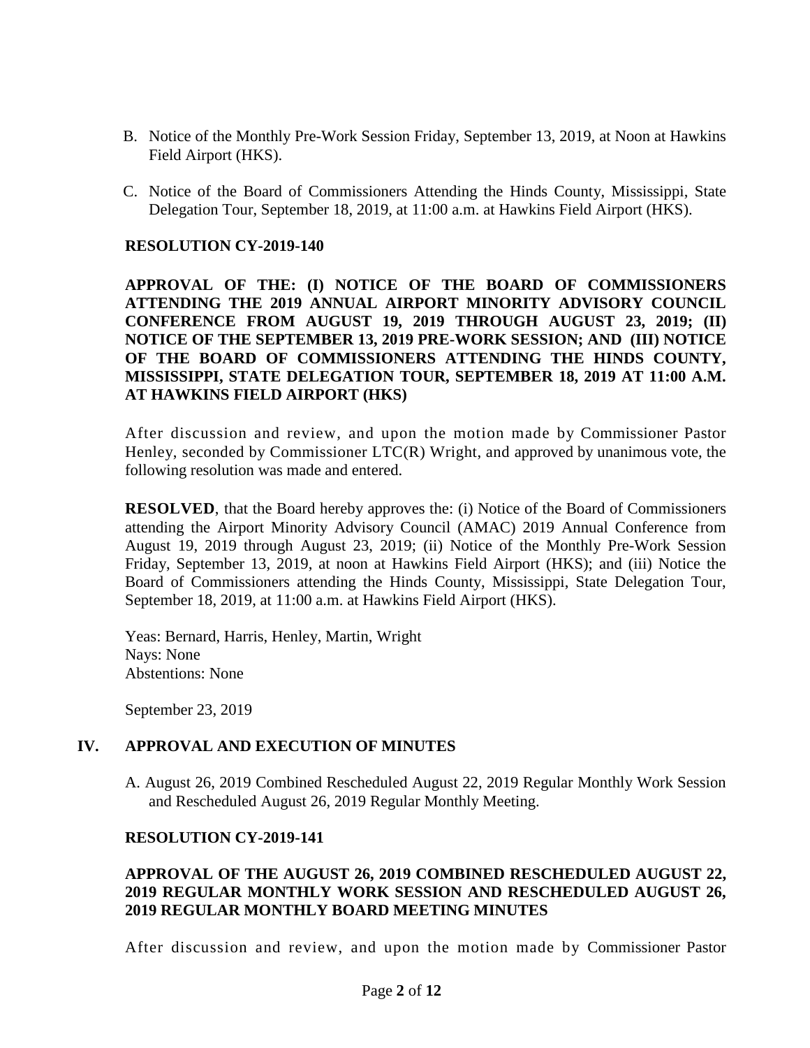B. Notice of the Monthly Pre-Work Session Friday, September 13, 2019, at Noon at Hawkins Field Airport (HKS).

C. Notice of the Board of Commissioners Attending the Hinds County, Mississippi, State Delegation Tour, September 18, 2019, at 11:00 a.m. at Hawkins Field Airport (HKS).

**RESOLUTION CY-2019-140**

**APPROVAL OF THE: (I) NOTICE OF THE BOARD OF COMMISSIONERS ATTENDING THE 2019 ANNUAL AIRPORT MINORITY ADVISORY COUNCIL CONFERENCE FROM AUGUST 19, 2019 THROUGH AUGUST 23, 2019; (II) NOTICE OF THE SEPTEMBER 13, 2019 PRE-WORK SESSION; AND (III) NOTICE OF THE BOARD OF COMMISSIONERS ATTENDING THE HINDS COUNTY, MISSISSIPPI, STATE DELEGATION TOUR, SEPTEMBER 18, 2019 AT 11:00 A.M. AT HAWKINS FIELD AIRPORT (HKS)**

After discussion and review, and upon the motion made by Commissioner Pastor Henley, seconded by Commissioner LTC(R) Wright, and approved by unanimous vote, the following resolution was made and entered.

**RESOLVED**, that the Board hereby approves the: (i) Notice of the Board of Commissioners attending the Airport Minority Advisory Council (AMAC) 2019 Annual Conference from August 19, 2019 through August 23, 2019; (ii) Notice of the Monthly Pre-Work Session Friday, September 13, 2019, at noon at Hawkins Field Airport (HKS); and (iii) Notice the Board of Commissioners attending the Hinds County, Mississippi, State Delegation Tour, September 18, 2019, at 11:00 a.m. at Hawkins Field Airport (HKS).

Yeas: Bernard, Harris, Henley, Martin, Wright
Nays: None
Abstentions: None

September 23, 2019

## IV. APPROVAL AND EXECUTION OF MINUTES

A. August 26, 2019 Combined Rescheduled August 22, 2019 Regular Monthly Work Session and Rescheduled August 26, 2019 Regular Monthly Meeting.

**RESOLUTION CY-2019-141**

**APPROVAL OF THE AUGUST 26, 2019 COMBINED RESCHEDULED AUGUST 22, 2019 REGULAR MONTHLY WORK SESSION AND RESCHEDULED AUGUST 26, 2019 REGULAR MONTHLY BOARD MEETING MINUTES**

After discussion and review, and upon the motion made by Commissioner Pastor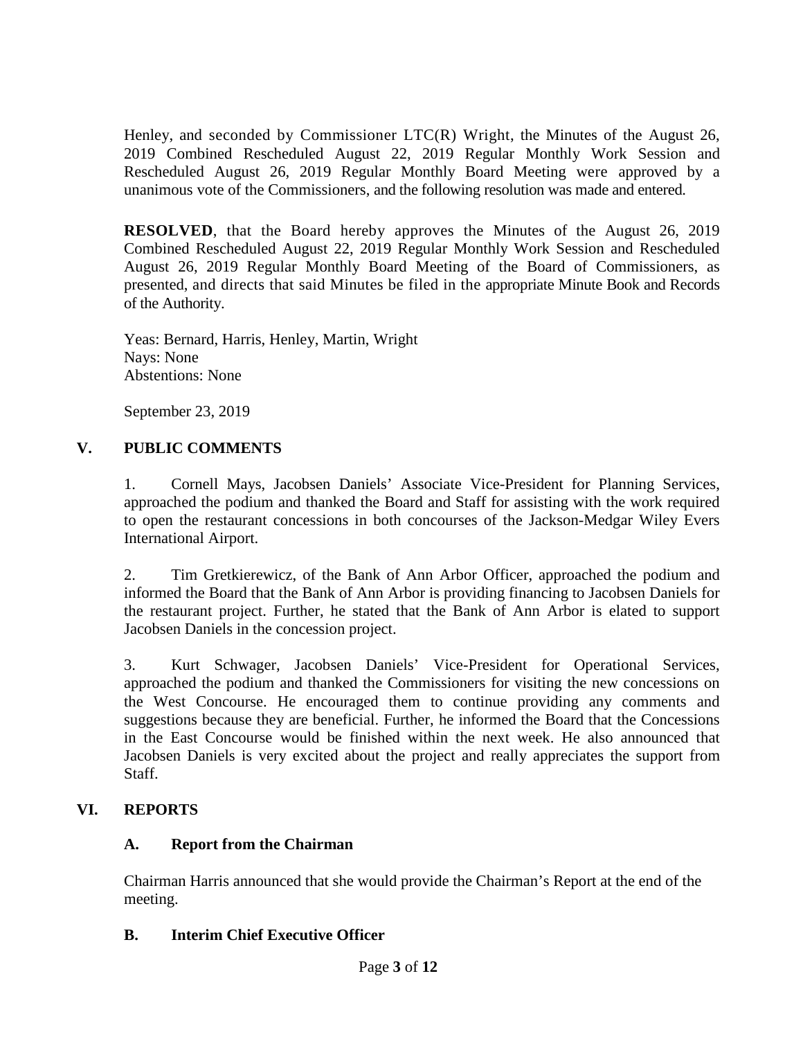Henley, and seconded by Commissioner LTC(R) Wright, the Minutes of the August 26, 2019 Combined Rescheduled August 22, 2019 Regular Monthly Work Session and Rescheduled August 26, 2019 Regular Monthly Board Meeting were approved by a unanimous vote of the Commissioners, and the following resolution was made and entered.

**RESOLVED**, that the Board hereby approves the Minutes of the August 26, 2019 Combined Rescheduled August 22, 2019 Regular Monthly Work Session and Rescheduled August 26, 2019 Regular Monthly Board Meeting of the Board of Commissioners, as presented, and directs that said Minutes be filed in the appropriate Minute Book and Records of the Authority.

Yeas: Bernard, Harris, Henley, Martin, Wright
Nays: None
Abstentions: None

September 23, 2019

## V. PUBLIC COMMENTS

1. Cornell Mays, Jacobsen Daniels' Associate Vice-President for Planning Services, approached the podium and thanked the Board and Staff for assisting with the work required to open the restaurant concessions in both concourses of the Jackson-Medgar Wiley Evers International Airport.

2. Tim Gretkierewicz, of the Bank of Ann Arbor Officer, approached the podium and informed the Board that the Bank of Ann Arbor is providing financing to Jacobsen Daniels for the restaurant project. Further, he stated that the Bank of Ann Arbor is elated to support Jacobsen Daniels in the concession project.

3. Kurt Schwager, Jacobsen Daniels' Vice-President for Operational Services, approached the podium and thanked the Commissioners for visiting the new concessions on the West Concourse. He encouraged them to continue providing any comments and suggestions because they are beneficial. Further, he informed the Board that the Concessions in the East Concourse would be finished within the next week. He also announced that Jacobsen Daniels is very excited about the project and really appreciates the support from Staff.

## VI. REPORTS

### A. Report from the Chairman

Chairman Harris announced that she would provide the Chairman's Report at the end of the meeting.

### B. Interim Chief Executive Officer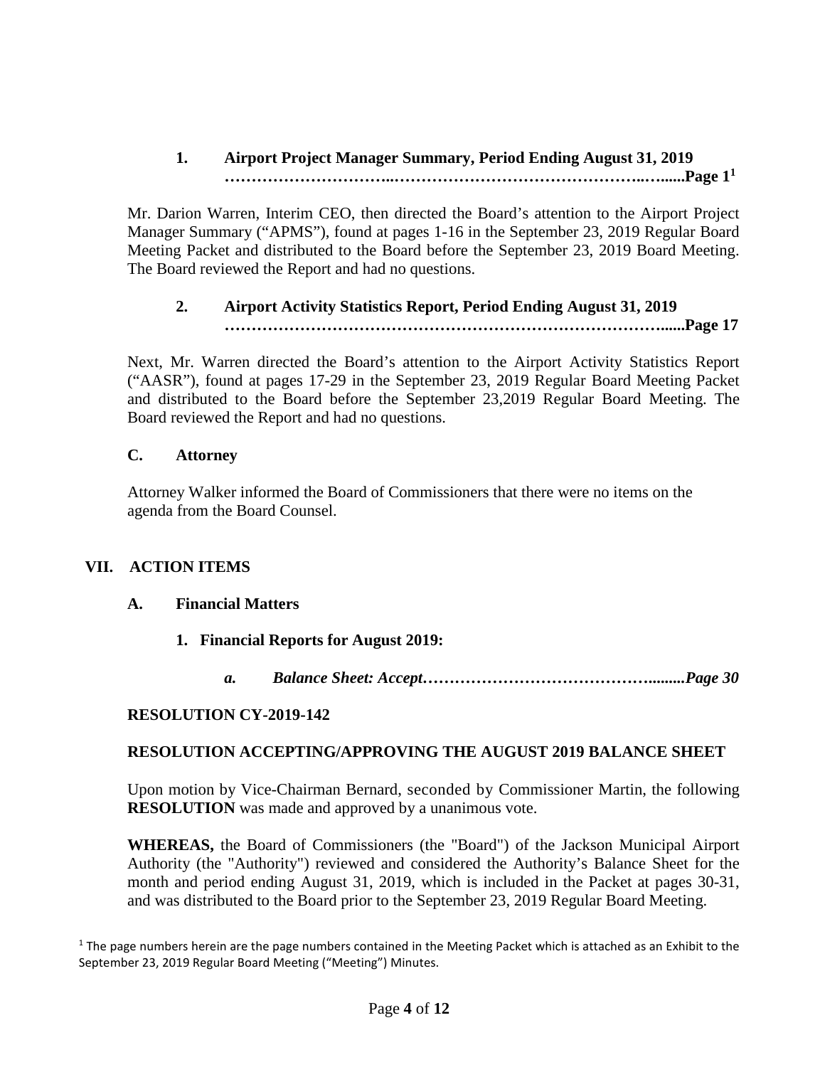### 1. Airport Project Manager Summary, Period Ending August 31, 2019 ………………………..……………………………………..….......Page 1[1]

Mr. Darion Warren, Interim CEO, then directed the Board's attention to the Airport Project Manager Summary ("APMS"), found at pages 1-16 in the September 23, 2019 Regular Board Meeting Packet and distributed to the Board before the September 23, 2019 Board Meeting. The Board reviewed the Report and had no questions.

### 2. Airport Activity Statistics Report, Period Ending August 31, 2019 ……………………………………………………………………......Page 17

Next, Mr. Warren directed the Board's attention to the Airport Activity Statistics Report ("AASR"), found at pages 17-29 in the September 23, 2019 Regular Board Meeting Packet and distributed to the Board before the September 23,2019 Regular Board Meeting. The Board reviewed the Report and had no questions.

### C. Attorney

Attorney Walker informed the Board of Commissioners that there were no items on the agenda from the Board Counsel.

## VII. ACTION ITEMS

### A. Financial Matters

#### 1. Financial Reports for August 2019:

***a. Balance Sheet: Accept…………………………………….........Page 30***

**RESOLUTION CY-2019-142**

**RESOLUTION ACCEPTING/APPROVING THE AUGUST 2019 BALANCE SHEET**

Upon motion by Vice-Chairman Bernard, seconded by Commissioner Martin, the following **RESOLUTION** was made and approved by a unanimous vote.

**WHEREAS,** the Board of Commissioners (the "Board") of the Jackson Municipal Airport Authority (the "Authority") reviewed and considered the Authority's Balance Sheet for the month and period ending August 31, 2019, which is included in the Packet at pages 30-31, and was distributed to the Board prior to the September 23, 2019 Regular Board Meeting.

[1] The page numbers herein are the page numbers contained in the Meeting Packet which is attached as an Exhibit to the September 23, 2019 Regular Board Meeting ("Meeting") Minutes.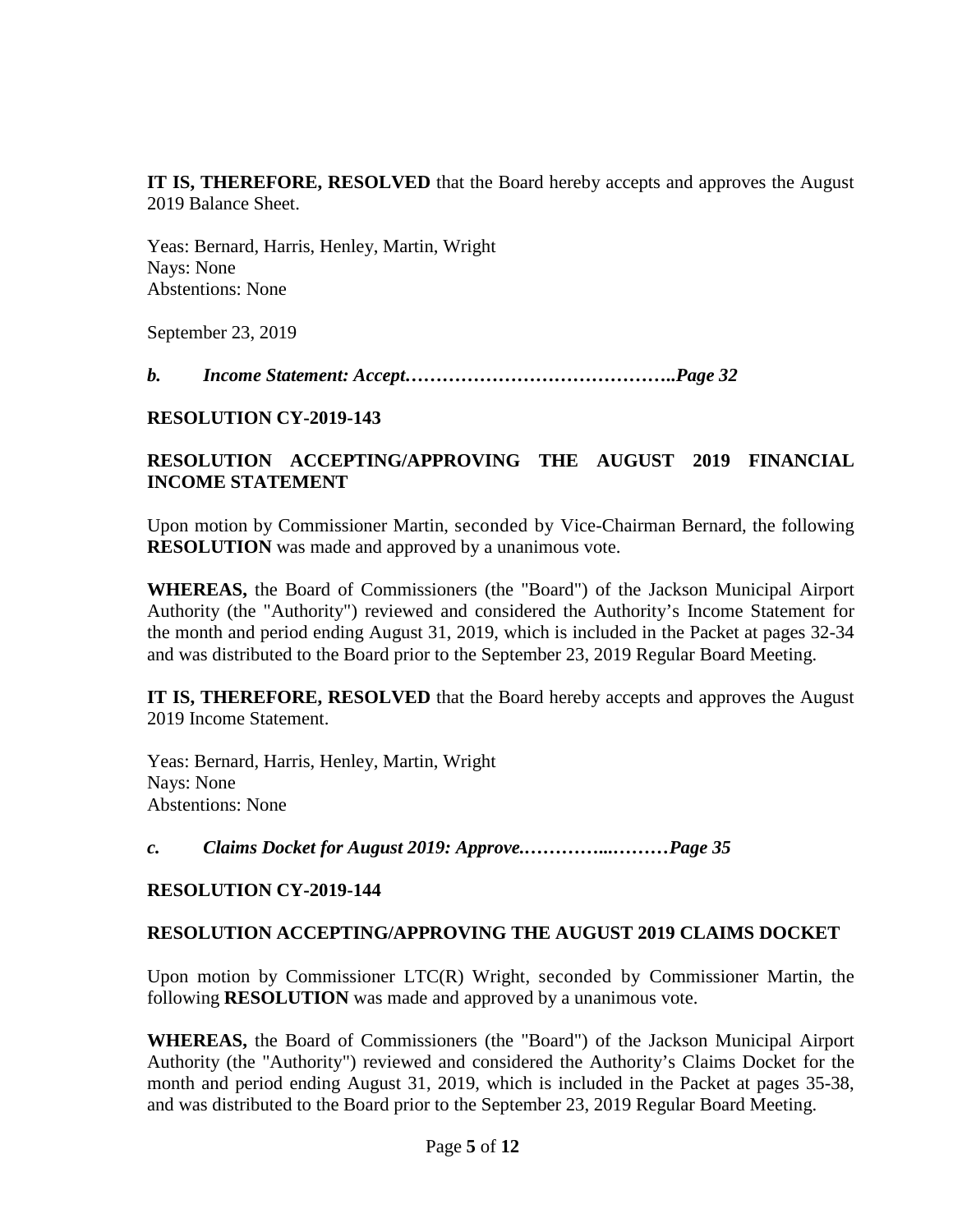**IT IS, THEREFORE, RESOLVED** that the Board hereby accepts and approves the August 2019 Balance Sheet.

Yeas: Bernard, Harris, Henley, Martin, Wright
Nays: None
Abstentions: None

September 23, 2019

***b. Income Statement: Accept……………………………………..Page 32***

**RESOLUTION CY-2019-143**

**RESOLUTION ACCEPTING/APPROVING THE AUGUST 2019 FINANCIAL INCOME STATEMENT**

Upon motion by Commissioner Martin, seconded by Vice-Chairman Bernard, the following **RESOLUTION** was made and approved by a unanimous vote.

**WHEREAS,** the Board of Commissioners (the "Board") of the Jackson Municipal Airport Authority (the "Authority") reviewed and considered the Authority's Income Statement for the month and period ending August 31, 2019, which is included in the Packet at pages 32-34 and was distributed to the Board prior to the September 23, 2019 Regular Board Meeting.

**IT IS, THEREFORE, RESOLVED** that the Board hereby accepts and approves the August 2019 Income Statement.

Yeas: Bernard, Harris, Henley, Martin, Wright
Nays: None
Abstentions: None

***c. Claims Docket for August 2019: Approve.…………..………Page 35***

**RESOLUTION CY-2019-144**

**RESOLUTION ACCEPTING/APPROVING THE AUGUST 2019 CLAIMS DOCKET**

Upon motion by Commissioner LTC(R) Wright, seconded by Commissioner Martin, the following **RESOLUTION** was made and approved by a unanimous vote.

**WHEREAS,** the Board of Commissioners (the "Board") of the Jackson Municipal Airport Authority (the "Authority") reviewed and considered the Authority's Claims Docket for the month and period ending August 31, 2019, which is included in the Packet at pages 35-38, and was distributed to the Board prior to the September 23, 2019 Regular Board Meeting.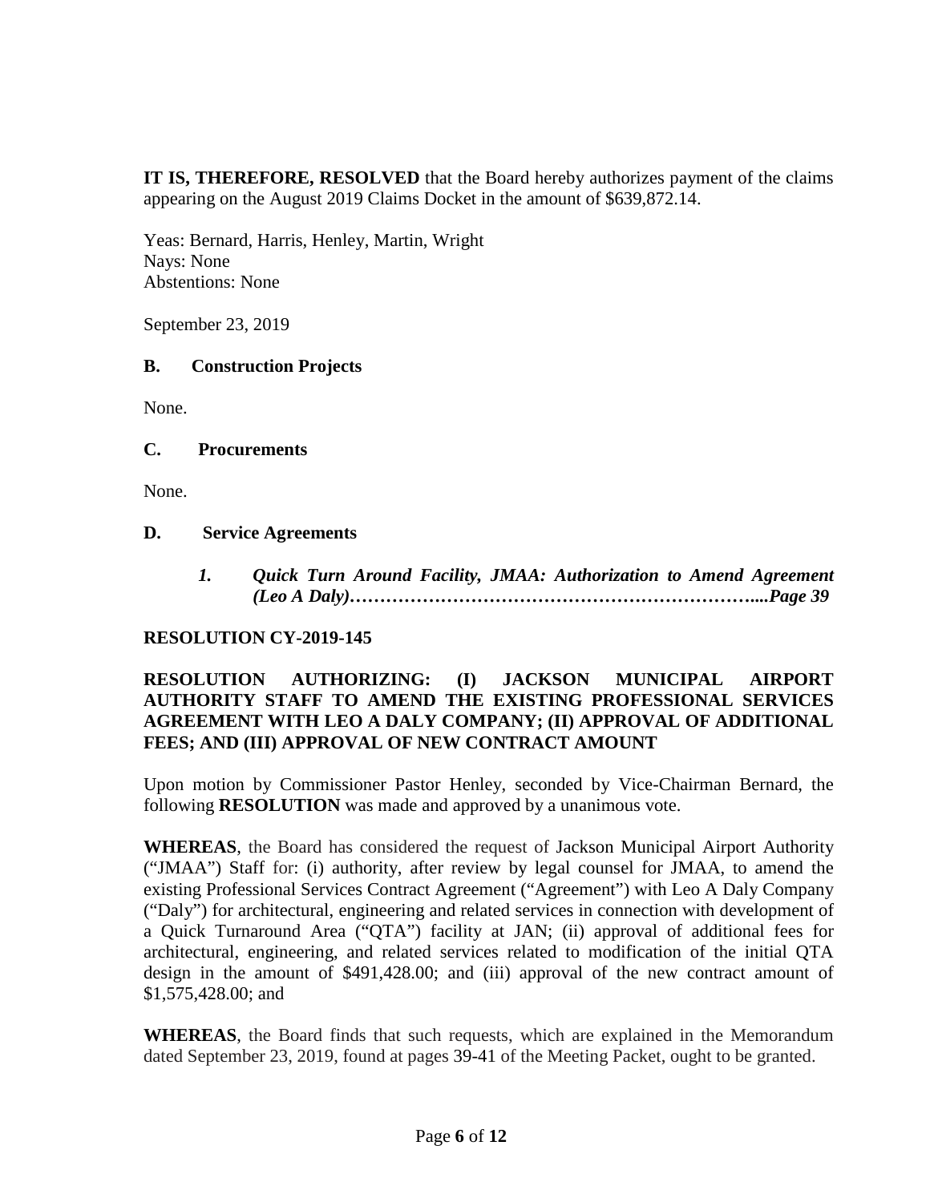**IT IS, THEREFORE, RESOLVED** that the Board hereby authorizes payment of the claims appearing on the August 2019 Claims Docket in the amount of $639,872.14.

Yeas: Bernard, Harris, Henley, Martin, Wright
Nays: None
Abstentions: None

September 23, 2019

### B. Construction Projects

None.

### C. Procurements

None.

### D. Service Agreements

1. ***Quick Turn Around Facility, JMAA: Authorization to Amend Agreement (Leo A Daly)………………………………………………………....Page 39***

**RESOLUTION CY-2019-145**

**RESOLUTION AUTHORIZING: (I) JACKSON MUNICIPAL AIRPORT AUTHORITY STAFF TO AMEND THE EXISTING PROFESSIONAL SERVICES AGREEMENT WITH LEO A DALY COMPANY; (II) APPROVAL OF ADDITIONAL FEES; AND (III) APPROVAL OF NEW CONTRACT AMOUNT**

Upon motion by Commissioner Pastor Henley, seconded by Vice-Chairman Bernard, the following **RESOLUTION** was made and approved by a unanimous vote.

**WHEREAS**, the Board has considered the request of Jackson Municipal Airport Authority ("JMAA") Staff for: (i) authority, after review by legal counsel for JMAA, to amend the existing Professional Services Contract Agreement ("Agreement") with Leo A Daly Company ("Daly") for architectural, engineering and related services in connection with development of a Quick Turnaround Area ("QTA") facility at JAN; (ii) approval of additional fees for architectural, engineering, and related services related to modification of the initial QTA design in the amount of $491,428.00; and (iii) approval of the new contract amount of $1,575,428.00; and

**WHEREAS**, the Board finds that such requests, which are explained in the Memorandum dated September 23, 2019, found at pages 39-41 of the Meeting Packet, ought to be granted.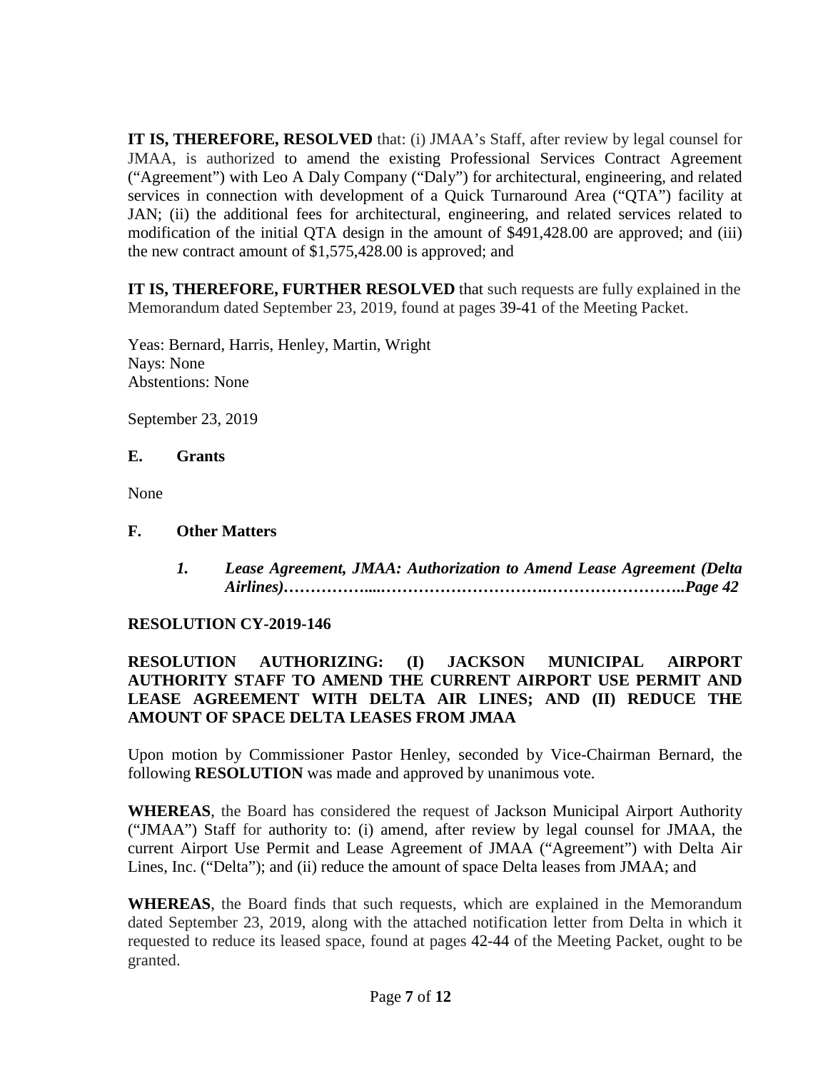**IT IS, THEREFORE, RESOLVED** that: (i) JMAA's Staff, after review by legal counsel for JMAA, is authorized to amend the existing Professional Services Contract Agreement ("Agreement") with Leo A Daly Company ("Daly") for architectural, engineering, and related services in connection with development of a Quick Turnaround Area ("QTA") facility at JAN; (ii) the additional fees for architectural, engineering, and related services related to modification of the initial QTA design in the amount of $491,428.00 are approved; and (iii) the new contract amount of $1,575,428.00 is approved; and

**IT IS, THEREFORE, FURTHER RESOLVED** that such requests are fully explained in the Memorandum dated September 23, 2019, found at pages 39-41 of the Meeting Packet.

Yeas: Bernard, Harris, Henley, Martin, Wright
Nays: None
Abstentions: None

September 23, 2019

**E. Grants**

None

**F. Other Matters**

1. ***Lease Agreement, JMAA: Authorization to Amend Lease Agreement (Delta Airlines)……………....……………………….……………………..Page 42***

**RESOLUTION CY-2019-146**

**RESOLUTION AUTHORIZING: (I) JACKSON MUNICIPAL AIRPORT AUTHORITY STAFF TO AMEND THE CURRENT AIRPORT USE PERMIT AND LEASE AGREEMENT WITH DELTA AIR LINES; AND (II) REDUCE THE AMOUNT OF SPACE DELTA LEASES FROM JMAA**

Upon motion by Commissioner Pastor Henley, seconded by Vice-Chairman Bernard, the following **RESOLUTION** was made and approved by unanimous vote.

**WHEREAS**, the Board has considered the request of Jackson Municipal Airport Authority ("JMAA") Staff for authority to: (i) amend, after review by legal counsel for JMAA, the current Airport Use Permit and Lease Agreement of JMAA ("Agreement") with Delta Air Lines, Inc. ("Delta"); and (ii) reduce the amount of space Delta leases from JMAA; and

**WHEREAS**, the Board finds that such requests, which are explained in the Memorandum dated September 23, 2019, along with the attached notification letter from Delta in which it requested to reduce its leased space, found at pages 42-44 of the Meeting Packet, ought to be granted.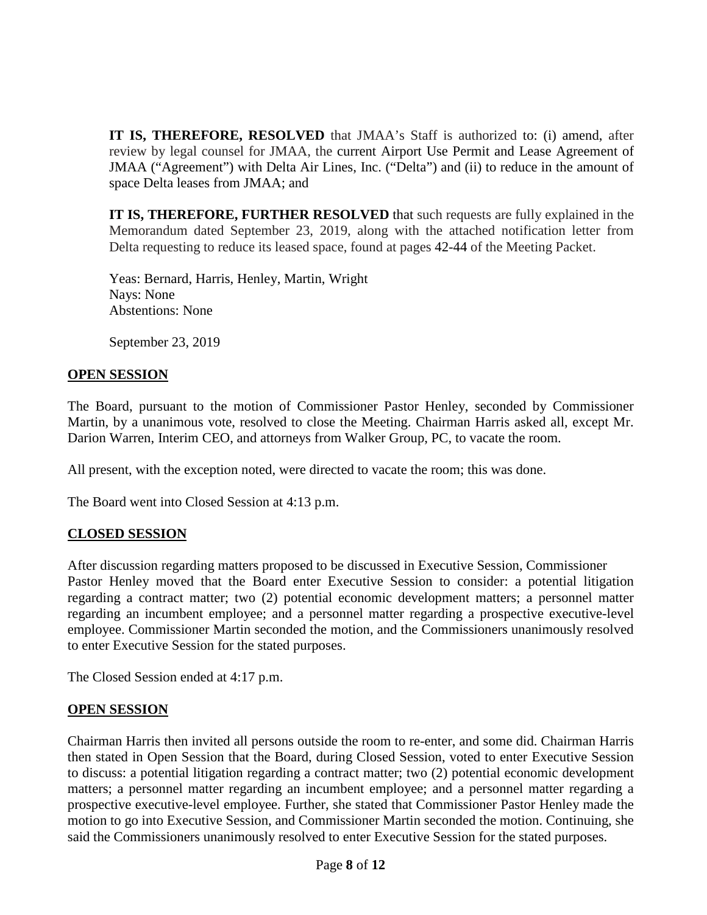**IT IS, THEREFORE, RESOLVED** that JMAA's Staff is authorized to: (i) amend, after review by legal counsel for JMAA, the current Airport Use Permit and Lease Agreement of JMAA ("Agreement") with Delta Air Lines, Inc. ("Delta") and (ii) to reduce in the amount of space Delta leases from JMAA; and

**IT IS, THEREFORE, FURTHER RESOLVED** that such requests are fully explained in the Memorandum dated September 23, 2019, along with the attached notification letter from Delta requesting to reduce its leased space, found at pages 42-44 of the Meeting Packet.

Yeas: Bernard, Harris, Henley, Martin, Wright
Nays: None
Abstentions: None

September 23, 2019

## OPEN SESSION

The Board, pursuant to the motion of Commissioner Pastor Henley, seconded by Commissioner Martin, by a unanimous vote, resolved to close the Meeting. Chairman Harris asked all, except Mr. Darion Warren, Interim CEO, and attorneys from Walker Group, PC, to vacate the room.

All present, with the exception noted, were directed to vacate the room; this was done.

The Board went into Closed Session at 4:13 p.m.

## CLOSED SESSION

After discussion regarding matters proposed to be discussed in Executive Session, Commissioner Pastor Henley moved that the Board enter Executive Session to consider: a potential litigation regarding a contract matter; two (2) potential economic development matters; a personnel matter regarding an incumbent employee; and a personnel matter regarding a prospective executive-level employee. Commissioner Martin seconded the motion, and the Commissioners unanimously resolved to enter Executive Session for the stated purposes.

The Closed Session ended at 4:17 p.m.

## OPEN SESSION

Chairman Harris then invited all persons outside the room to re-enter, and some did. Chairman Harris then stated in Open Session that the Board, during Closed Session, voted to enter Executive Session to discuss: a potential litigation regarding a contract matter; two (2) potential economic development matters; a personnel matter regarding an incumbent employee; and a personnel matter regarding a prospective executive-level employee. Further, she stated that Commissioner Pastor Henley made the motion to go into Executive Session, and Commissioner Martin seconded the motion. Continuing, she said the Commissioners unanimously resolved to enter Executive Session for the stated purposes.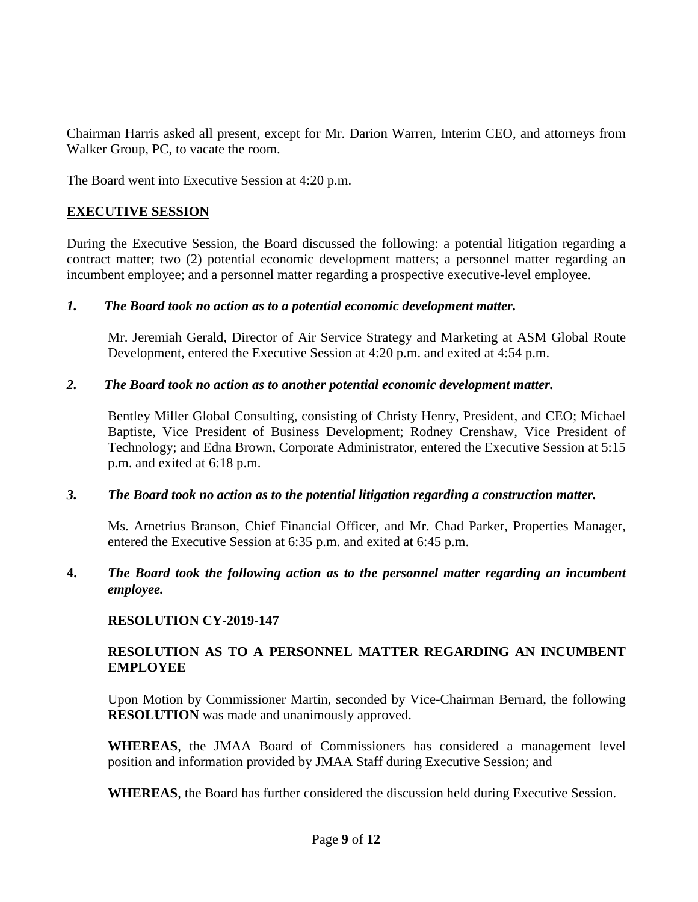Chairman Harris asked all present, except for Mr. Darion Warren, Interim CEO, and attorneys from Walker Group, PC, to vacate the room.

The Board went into Executive Session at 4:20 p.m.

## EXECUTIVE SESSION

During the Executive Session, the Board discussed the following: a potential litigation regarding a contract matter; two (2) potential economic development matters; a personnel matter regarding an incumbent employee; and a personnel matter regarding a prospective executive-level employee.

*1. The Board took no action as to a potential economic development matter.*

Mr. Jeremiah Gerald, Director of Air Service Strategy and Marketing at ASM Global Route Development, entered the Executive Session at 4:20 p.m. and exited at 4:54 p.m.

*2. The Board took no action as to another potential economic development matter.*

Bentley Miller Global Consulting, consisting of Christy Henry, President, and CEO; Michael Baptiste, Vice President of Business Development; Rodney Crenshaw, Vice President of Technology; and Edna Brown, Corporate Administrator, entered the Executive Session at 5:15 p.m. and exited at 6:18 p.m.

*3. The Board took no action as to the potential litigation regarding a construction matter.*

Ms. Arnetrius Branson, Chief Financial Officer, and Mr. Chad Parker, Properties Manager, entered the Executive Session at 6:35 p.m. and exited at 6:45 p.m.

**4.** ***The Board took the following action as to the personnel matter regarding an incumbent employee.***

**RESOLUTION CY-2019-147**

**RESOLUTION AS TO A PERSONNEL MATTER REGARDING AN INCUMBENT EMPLOYEE**

Upon Motion by Commissioner Martin, seconded by Vice-Chairman Bernard, the following **RESOLUTION** was made and unanimously approved.

**WHEREAS**, the JMAA Board of Commissioners has considered a management level position and information provided by JMAA Staff during Executive Session; and

**WHEREAS**, the Board has further considered the discussion held during Executive Session.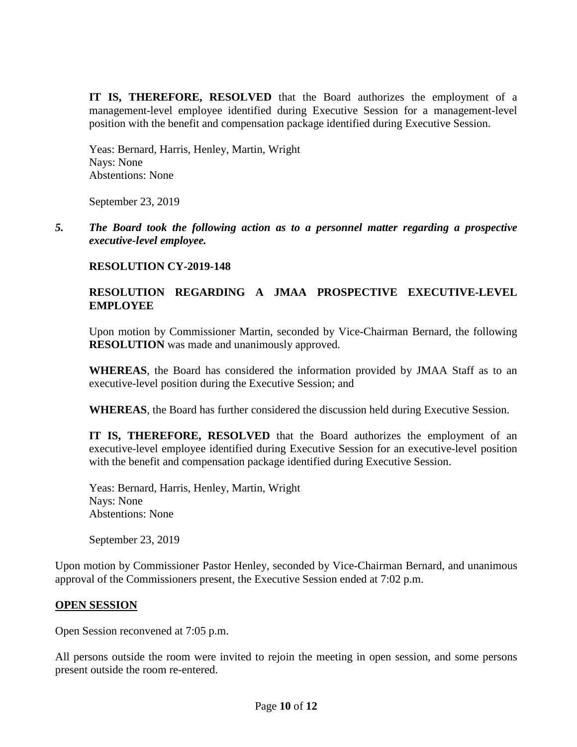**IT IS, THEREFORE, RESOLVED** that the Board authorizes the employment of a management-level employee identified during Executive Session for a management-level position with the benefit and compensation package identified during Executive Session.

Yeas: Bernard, Harris, Henley, Martin, Wright
Nays: None
Abstentions: None

September 23, 2019

5. ***The Board took the following action as to a personnel matter regarding a prospective executive-level employee.***

**RESOLUTION CY-2019-148**

**RESOLUTION REGARDING A JMAA PROSPECTIVE EXECUTIVE-LEVEL EMPLOYEE**

Upon motion by Commissioner Martin, seconded by Vice-Chairman Bernard, the following **RESOLUTION** was made and unanimously approved.

**WHEREAS**, the Board has considered the information provided by JMAA Staff as to an executive-level position during the Executive Session; and

**WHEREAS**, the Board has further considered the discussion held during Executive Session.

**IT IS, THEREFORE, RESOLVED** that the Board authorizes the employment of an executive-level employee identified during Executive Session for an executive-level position with the benefit and compensation package identified during Executive Session.

Yeas: Bernard, Harris, Henley, Martin, Wright
Nays: None
Abstentions: None

September 23, 2019

Upon motion by Commissioner Pastor Henley, seconded by Vice-Chairman Bernard, and unanimous approval of the Commissioners present, the Executive Session ended at 7:02 p.m.

**OPEN SESSION**

Open Session reconvened at 7:05 p.m.

All persons outside the room were invited to rejoin the meeting in open session, and some persons present outside the room re-entered.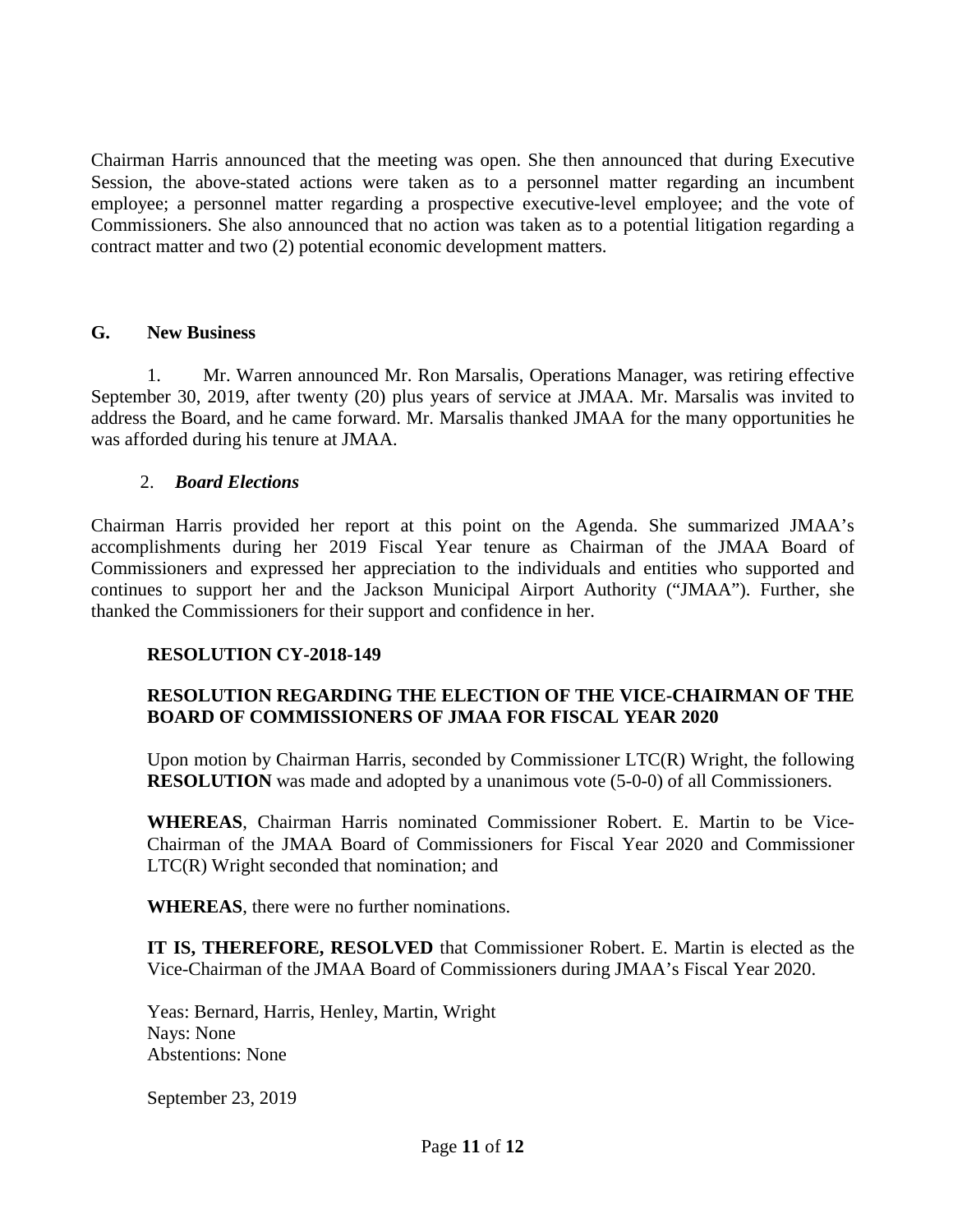Chairman Harris announced that the meeting was open. She then announced that during Executive Session, the above-stated actions were taken as to a personnel matter regarding an incumbent employee; a personnel matter regarding a prospective executive-level employee; and the vote of Commissioners. She also announced that no action was taken as to a potential litigation regarding a contract matter and two (2) potential economic development matters.

**G. New Business**

1. Mr. Warren announced Mr. Ron Marsalis, Operations Manager, was retiring effective September 30, 2019, after twenty (20) plus years of service at JMAA. Mr. Marsalis was invited to address the Board, and he came forward. Mr. Marsalis thanked JMAA for the many opportunities he was afforded during his tenure at JMAA.

2. ***Board Elections***

Chairman Harris provided her report at this point on the Agenda. She summarized JMAA's accomplishments during her 2019 Fiscal Year tenure as Chairman of the JMAA Board of Commissioners and expressed her appreciation to the individuals and entities who supported and continues to support her and the Jackson Municipal Airport Authority ("JMAA"). Further, she thanked the Commissioners for their support and confidence in her.

**RESOLUTION CY-2018-149**

**RESOLUTION REGARDING THE ELECTION OF THE VICE-CHAIRMAN OF THE BOARD OF COMMISSIONERS OF JMAA FOR FISCAL YEAR 2020**

Upon motion by Chairman Harris, seconded by Commissioner LTC(R) Wright, the following **RESOLUTION** was made and adopted by a unanimous vote (5-0-0) of all Commissioners.

**WHEREAS**, Chairman Harris nominated Commissioner Robert. E. Martin to be Vice-Chairman of the JMAA Board of Commissioners for Fiscal Year 2020 and Commissioner LTC(R) Wright seconded that nomination; and

**WHEREAS**, there were no further nominations.

**IT IS, THEREFORE, RESOLVED** that Commissioner Robert. E. Martin is elected as the Vice-Chairman of the JMAA Board of Commissioners during JMAA's Fiscal Year 2020.

Yeas: Bernard, Harris, Henley, Martin, Wright
Nays: None
Abstentions: None

September 23, 2019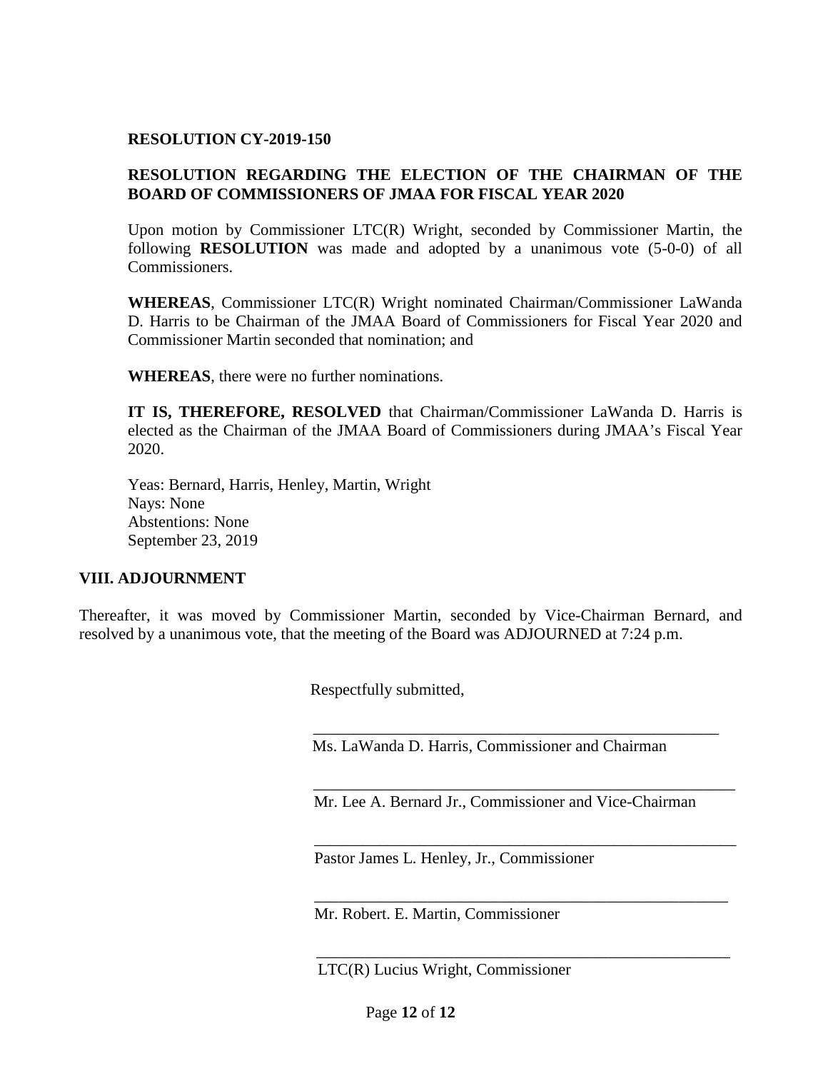**RESOLUTION CY-2019-150**

**RESOLUTION REGARDING THE ELECTION OF THE CHAIRMAN OF THE BOARD OF COMMISSIONERS OF JMAA FOR FISCAL YEAR 2020**

Upon motion by Commissioner LTC(R) Wright, seconded by Commissioner Martin, the following **RESOLUTION** was made and adopted by a unanimous vote (5-0-0) of all Commissioners.

**WHEREAS**, Commissioner LTC(R) Wright nominated Chairman/Commissioner LaWanda D. Harris to be Chairman of the JMAA Board of Commissioners for Fiscal Year 2020 and Commissioner Martin seconded that nomination; and

**WHEREAS**, there were no further nominations.

**IT IS, THEREFORE, RESOLVED** that Chairman/Commissioner LaWanda D. Harris is elected as the Chairman of the JMAA Board of Commissioners during JMAA's Fiscal Year 2020.

Yeas: Bernard, Harris, Henley, Martin, Wright
Nays: None
Abstentions: None
September 23, 2019

## VIII. ADJOURNMENT

Thereafter, it was moved by Commissioner Martin, seconded by Vice-Chairman Bernard, and resolved by a unanimous vote, that the meeting of the Board was ADJOURNED at 7:24 p.m.

Respectfully submitted,

\_\_\_\_\_\_\_\_\_\_\_\_\_\_\_\_\_\_\_\_\_\_\_\_\_\_\_\_\_\_\_\_\_\_\_\_\_\_\_\_\_\_\_\_\_\_\_\_
Ms. LaWanda D. Harris, Commissioner and Chairman

\_\_\_\_\_\_\_\_\_\_\_\_\_\_\_\_\_\_\_\_\_\_\_\_\_\_\_\_\_\_\_\_\_\_\_\_\_\_\_\_\_\_\_\_\_\_\_\_
Mr. Lee A. Bernard Jr., Commissioner and Vice-Chairman

\_\_\_\_\_\_\_\_\_\_\_\_\_\_\_\_\_\_\_\_\_\_\_\_\_\_\_\_\_\_\_\_\_\_\_\_\_\_\_\_\_\_\_\_\_\_\_\_
Pastor James L. Henley, Jr., Commissioner

\_\_\_\_\_\_\_\_\_\_\_\_\_\_\_\_\_\_\_\_\_\_\_\_\_\_\_\_\_\_\_\_\_\_\_\_\_\_\_\_\_\_\_\_\_\_\_\_
Mr. Robert. E. Martin, Commissioner

\_\_\_\_\_\_\_\_\_\_\_\_\_\_\_\_\_\_\_\_\_\_\_\_\_\_\_\_\_\_\_\_\_\_\_\_\_\_\_\_\_\_\_\_\_\_\_\_
LTC(R) Lucius Wright, Commissioner